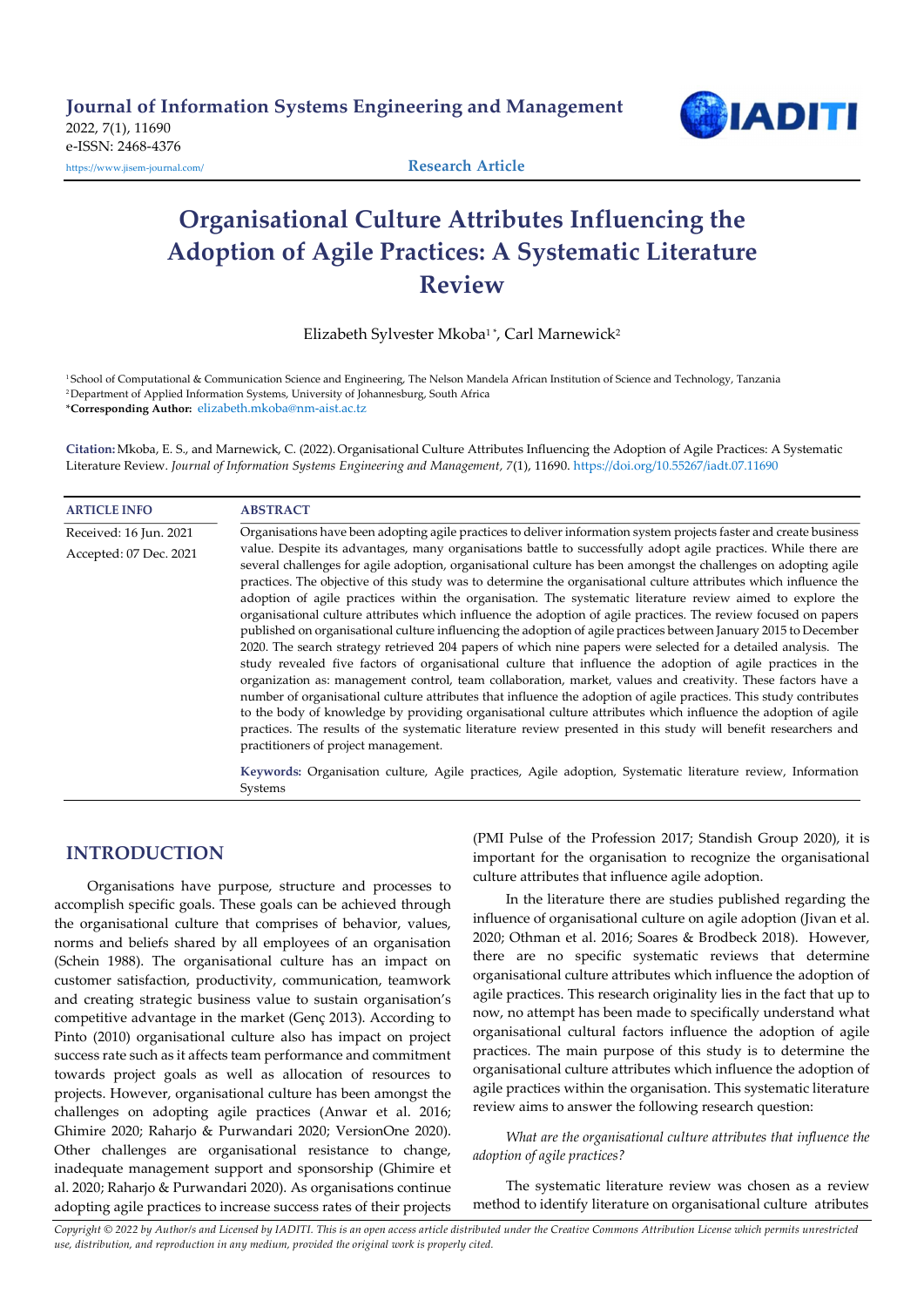Journal of Information Systems Engineering and Management
2022, 7(1), 11690
e-ISSN: 2468-4376
https://www.jisem-journal.com/

Research Article

# Organisational Culture Attributes Influencing the Adoption of Agile Practices: A Systematic Literature Review

Elizabeth Sylvester Mkoba[1]*, Carl Marnewick[2]

[1] School of Computational & Communication Science and Engineering, The Nelson Mandela African Institution of Science and Technology, Tanzania
[2] Department of Applied Information Systems, University of Johannesburg, South Africa
***Corresponding Author:** elizabeth.mkoba@nm-aist.ac.tz

**Citation:** Mkoba, E. S., and Marnewick, C. (2022). Organisational Culture Attributes Influencing the Adoption of Agile Practices: A Systematic Literature Review. *Journal of Information Systems Engineering and Management*, *7*(1), 11690. https://doi.org/10.55267/iadt.07.11690

**ARTICLE INFO**

Received: 16 Jun. 2021
Accepted: 07 Dec. 2021

**ABSTRACT**

Organisations have been adopting agile practices to deliver information system projects faster and create business value. Despite its advantages, many organisations battle to successfully adopt agile practices. While there are several challenges for agile adoption, organisational culture has been amongst the challenges on adopting agile practices. The objective of this study was to determine the organisational culture attributes which influence the adoption of agile practices within the organisation. The systematic literature review aimed to explore the organisational culture attributes which influence the adoption of agile practices. The review focused on papers published on organisational culture influencing the adoption of agile practices between January 2015 to December 2020. The search strategy retrieved 204 papers of which nine papers were selected for a detailed analysis. The study revealed five factors of organisational culture that influence the adoption of agile practices in the organization as: management control, team collaboration, market, values and creativity. These factors have a number of organisational culture attributes that influence the adoption of agile practices. This study contributes to the body of knowledge by providing organisational culture attributes which influence the adoption of agile practices. The results of the systematic literature review presented in this study will benefit researchers and practitioners of project management.

**Keywords:** Organisation culture, Agile practices, Agile adoption, Systematic literature review, Information Systems

## INTRODUCTION

Organisations have purpose, structure and processes to accomplish specific goals. These goals can be achieved through the organisational culture that comprises of behavior, values, norms and beliefs shared by all employees of an organisation (Schein 1988). The organisational culture has an impact on customer satisfaction, productivity, communication, teamwork and creating strategic business value to sustain organisation's competitive advantage in the market (Genç 2013). According to Pinto (2010) organisational culture also has impact on project success rate such as it affects team performance and commitment towards project goals as well as allocation of resources to projects. However, organisational culture has been amongst the challenges on adopting agile practices (Anwar et al. 2016; Ghimire 2020; Raharjo & Purwandari 2020; VersionOne 2020). Other challenges are organisational resistance to change, inadequate management support and sponsorship (Ghimire et al. 2020; Raharjo & Purwandari 2020). As organisations continue adopting agile practices to increase success rates of their projects (PMI Pulse of the Profession 2017; Standish Group 2020), it is important for the organisation to recognize the organisational culture attributes that influence agile adoption.

In the literature there are studies published regarding the influence of organisational culture on agile adoption (Jivan et al. 2020; Othman et al. 2016; Soares & Brodbeck 2018). However, there are no specific systematic reviews that determine organisational culture attributes which influence the adoption of agile practices. This research originality lies in the fact that up to now, no attempt has been made to specifically understand what organisational cultural factors influence the adoption of agile practices. The main purpose of this study is to determine the organisational culture attributes which influence the adoption of agile practices within the organisation. This systematic literature review aims to answer the following research question:

*What are the organisational culture attributes that influence the adoption of agile practices?*

The systematic literature review was chosen as a review method to identify literature on organisational culture atributes

*Copyright © 2022 by Author/s and Licensed by IADITI. This is an open access article distributed under the Creative Commons Attribution License which permits unrestricted use, distribution, and reproduction in any medium, provided the original work is properly cited.*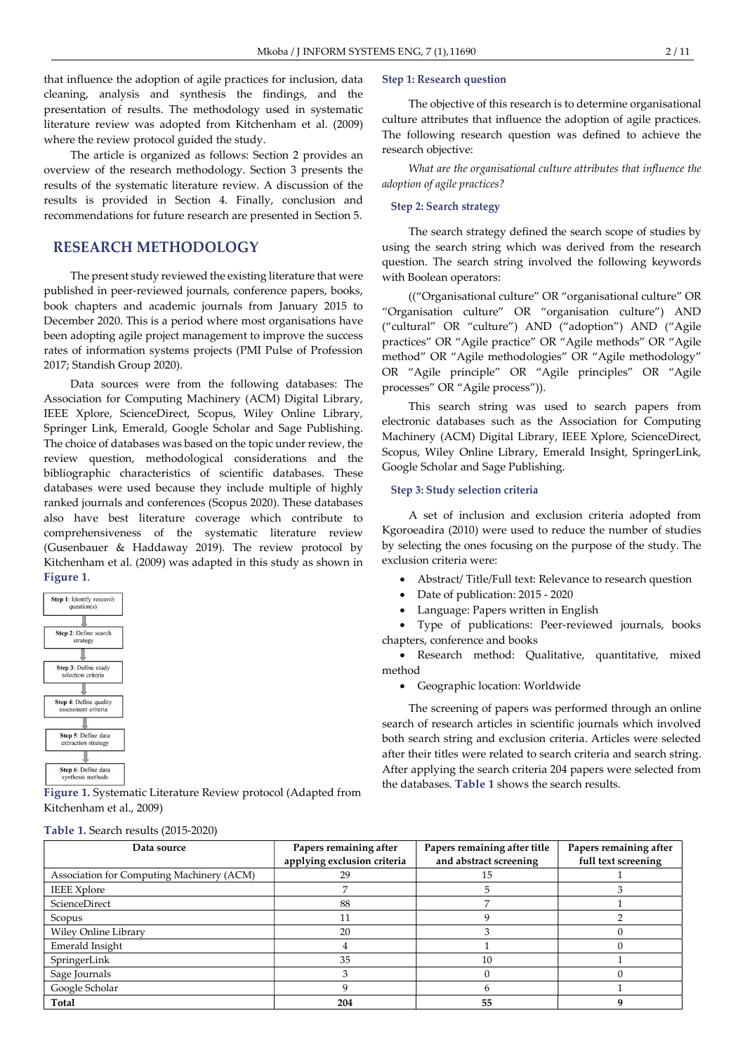that influence the adoption of agile practices for inclusion, data cleaning, analysis and synthesis the findings, and the presentation of results. The methodology used in systematic literature review was adopted from Kitchenham et al. (2009) where the review protocol guided the study.

The article is organized as follows: Section 2 provides an overview of the research methodology. Section 3 presents the results of the systematic literature review. A discussion of the results is provided in Section 4. Finally, conclusion and recommendations for future research are presented in Section 5.

## RESEARCH METHODOLOGY

The present study reviewed the existing literature that were published in peer-reviewed journals, conference papers, books, book chapters and academic journals from January 2015 to December 2020. This is a period where most organisations have been adopting agile project management to improve the success rates of information systems projects (PMI Pulse of Profession 2017; Standish Group 2020).

Data sources were from the following databases: The Association for Computing Machinery (ACM) Digital Library, IEEE Xplore, ScienceDirect, Scopus, Wiley Online Library, Springer Link, Emerald, Google Scholar and Sage Publishing. The choice of databases was based on the topic under review, the review question, methodological considerations and the bibliographic characteristics of scientific databases. These databases were used because they include multiple of highly ranked journals and conferences (Scopus 2020). These databases also have best literature coverage which contribute to comprehensiveness of the systematic literature review (Gusenbauer & Haddaway 2019). The review protocol by Kitchenham et al. (2009) was adapted in this study as shown in **Figure 1**.

Step 1: Identify research question(s)
→ Step 2: Define search strategy
→ Step 3: Define study selection criteria
→ Step 4: Define quality assessment criteria
→ Step 5: Define data extraction strategy
→ Step 6: Define data synthesis methods

**Figure 1.** Systematic Literature Review protocol (Adapted from Kitchenham et al., 2009)

### Step 1: Research question

The objective of this research is to determine organisational culture attributes that influence the adoption of agile practices. The following research question was defined to achieve the research objective:

*What are the organisational culture attributes that influence the adoption of agile practices?*

### Step 2: Search strategy

The search strategy defined the search scope of studies by using the search string which was derived from the research question. The search string involved the following keywords with Boolean operators:

((“Organisational culture” OR “organisational culture” OR “Organisation culture” OR “organisation culture”) AND (“cultural” OR “culture”) AND (“adoption”) AND (“Agile practices” OR “Agile practice” OR “Agile methods” OR “Agile method” OR “Agile methodologies” OR “Agile methodology” OR “Agile principle” OR “Agile principles” OR “Agile processes” OR “Agile process”)).

This search string was used to search papers from electronic databases such as the Association for Computing Machinery (ACM) Digital Library, IEEE Xplore, ScienceDirect, Scopus, Wiley Online Library, Emerald Insight, SpringerLink, Google Scholar and Sage Publishing.

### Step 3: Study selection criteria

A set of inclusion and exclusion criteria adopted from Kgoroeadira (2010) were used to reduce the number of studies by selecting the ones focusing on the purpose of the study. The exclusion criteria were:

- Abstract/ Title/Full text: Relevance to research question
- Date of publication: 2015 - 2020
- Language: Papers written in English
- Type of publications: Peer-reviewed journals, books chapters, conference and books
- Research method: Qualitative, quantitative, mixed method
- Geographic location: Worldwide

The screening of papers was performed through an online search of research articles in scientific journals which involved both search string and exclusion criteria. Articles were selected after their titles were related to search criteria and search string. After applying the search criteria 204 papers were selected from the databases. **Table 1** shows the search results.

**Table 1.** Search results (2015-2020)

| Data source | Papers remaining after applying exclusion criteria | Papers remaining after title and abstract screening | Papers remaining after full text screening |
|---|---|---|---|
| Association for Computing Machinery (ACM) | 29 | 15 | 1 |
| IEEE Xplore | 7 | 5 | 3 |
| ScienceDirect | 88 | 7 | 1 |
| Scopus | 11 | 9 | 2 |
| Wiley Online Library | 20 | 3 | 0 |
| Emerald Insight | 4 | 1 | 0 |
| SpringerLink | 35 | 10 | 1 |
| Sage Journals | 3 | 0 | 0 |
| Google Scholar | 9 | 6 | 1 |
| **Total** | **204** | **55** | **9** |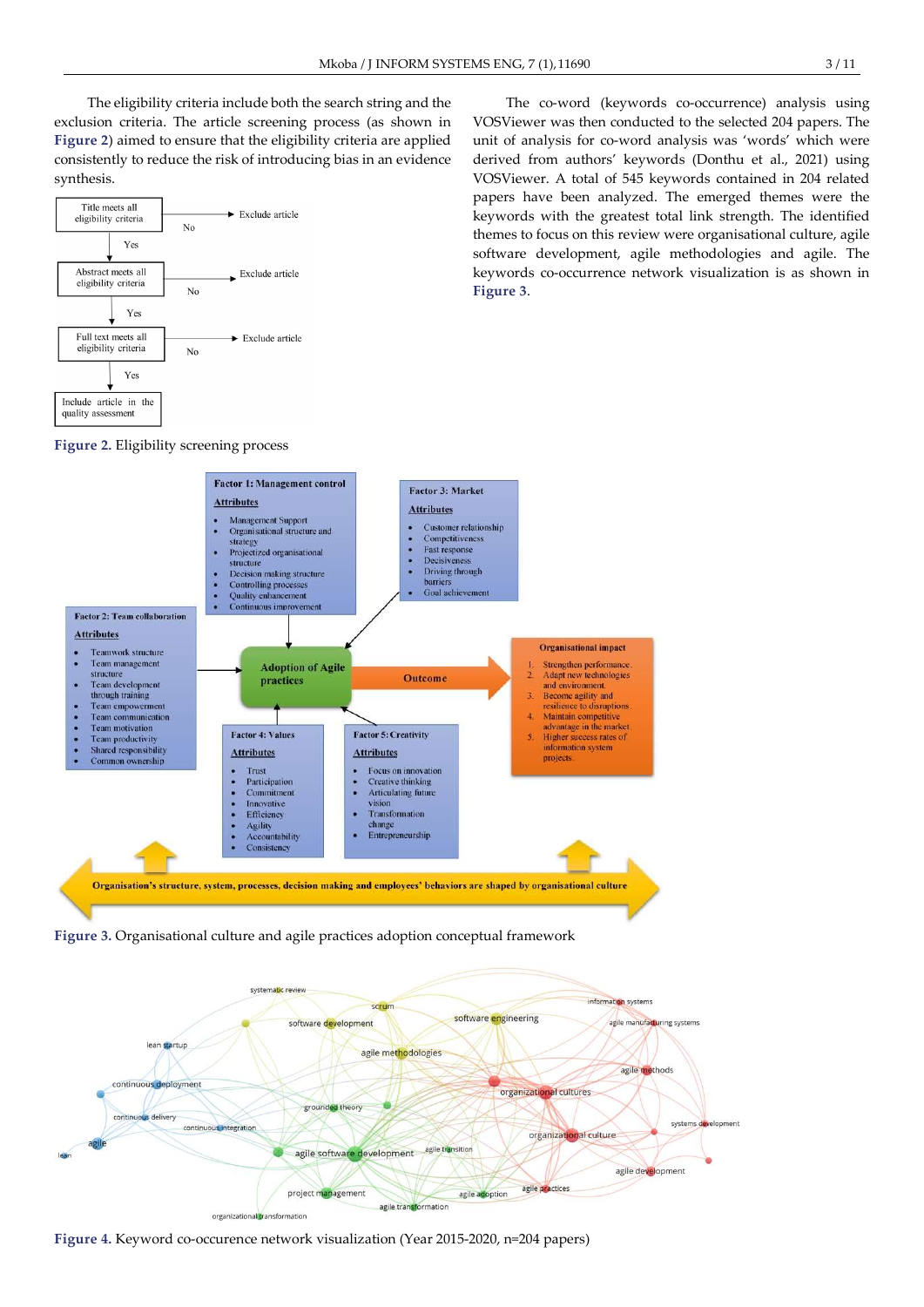The eligibility criteria include both the search string and the exclusion criteria. The article screening process (as shown in Figure 2) aimed to ensure that the eligibility criteria are applied consistently to reduce the risk of introducing bias in an evidence synthesis.

Figure 2. Eligibility screening process

Figure 3. Organisational culture and agile practices adoption conceptual framework

Figure 4. Keyword co-occurence network visualization (Year 2015-2020, n=204 papers)

The co-word (keywords co-occurrence) analysis using VOSViewer was then conducted to the selected 204 papers. The unit of analysis for co-word analysis was 'words' which were derived from authors' keywords (Donthu et al., 2021) using VOSViewer. A total of 545 keywords contained in 204 related papers have been analyzed. The emerged themes were the keywords with the greatest total link strength. The identified themes to focus on this review were organisational culture, agile software development, agile methodologies and agile. The keywords co-occurrence network visualization is as shown in Figure 3.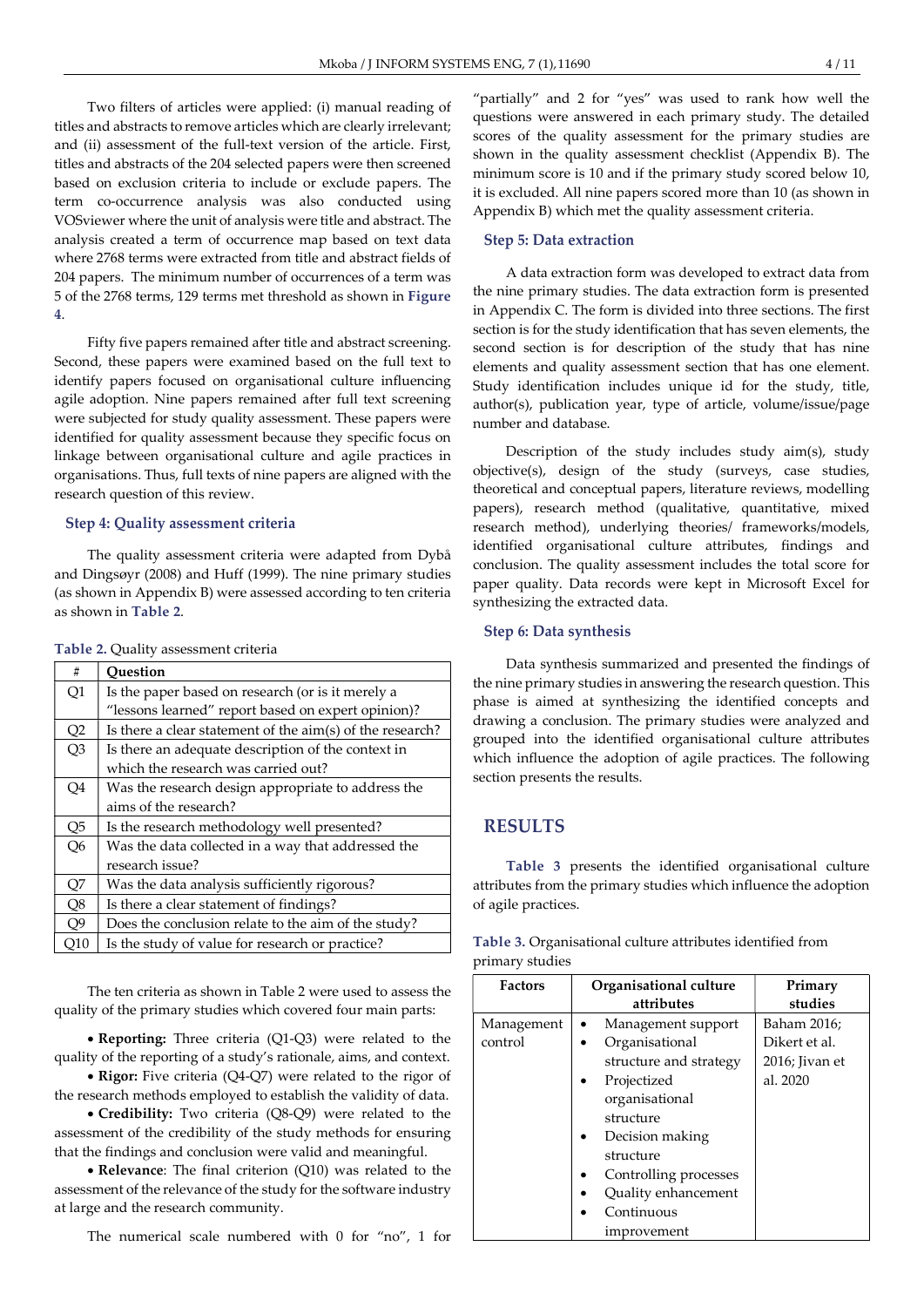Two filters of articles were applied: (i) manual reading of titles and abstracts to remove articles which are clearly irrelevant; and (ii) assessment of the full-text version of the article. First, titles and abstracts of the 204 selected papers were then screened based on exclusion criteria to include or exclude papers. The term co-occurrence analysis was also conducted using VOSviewer where the unit of analysis were title and abstract. The analysis created a term of occurrence map based on text data where 2768 terms were extracted from title and abstract fields of 204 papers. The minimum number of occurrences of a term was 5 of the 2768 terms, 129 terms met threshold as shown in **Figure 4**.

Fifty five papers remained after title and abstract screening. Second, these papers were examined based on the full text to identify papers focused on organisational culture influencing agile adoption. Nine papers remained after full text screening were subjected for study quality assessment. These papers were identified for quality assessment because they specific focus on linkage between organisational culture and agile practices in organisations. Thus, full texts of nine papers are aligned with the research question of this review.

### Step 4: Quality assessment criteria

The quality assessment criteria were adapted from Dybå and Dingsøyr (2008) and Huff (1999). The nine primary studies (as shown in Appendix B) were assessed according to ten criteria as shown in **Table 2**.

**Table 2.** Quality assessment criteria

| # | Question |
|---|---|
| Q1 | Is the paper based on research (or is it merely a "lessons learned" report based on expert opinion)? |
| Q2 | Is there a clear statement of the aim(s) of the research? |
| Q3 | Is there an adequate description of the context in which the research was carried out? |
| Q4 | Was the research design appropriate to address the aims of the research? |
| Q5 | Is the research methodology well presented? |
| Q6 | Was the data collected in a way that addressed the research issue? |
| Q7 | Was the data analysis sufficiently rigorous? |
| Q8 | Is there a clear statement of findings? |
| Q9 | Does the conclusion relate to the aim of the study? |
| Q10 | Is the study of value for research or practice? |

The ten criteria as shown in Table 2 were used to assess the quality of the primary studies which covered four main parts:

- **Reporting:** Three criteria (Q1-Q3) were related to the quality of the reporting of a study's rationale, aims, and context.
- **Rigor:** Five criteria (Q4-Q7) were related to the rigor of the research methods employed to establish the validity of data.
- **Credibility:** Two criteria (Q8-Q9) were related to the assessment of the credibility of the study methods for ensuring that the findings and conclusion were valid and meaningful.
- **Relevance**: The final criterion (Q10) was related to the assessment of the relevance of the study for the software industry at large and the research community.

The numerical scale numbered with 0 for "no", 1 for "partially" and 2 for "yes" was used to rank how well the questions were answered in each primary study. The detailed scores of the quality assessment for the primary studies are shown in the quality assessment checklist (Appendix B). The minimum score is 10 and if the primary study scored below 10, it is excluded. All nine papers scored more than 10 (as shown in Appendix B) which met the quality assessment criteria.

### Step 5: Data extraction

A data extraction form was developed to extract data from the nine primary studies. The data extraction form is presented in Appendix C. The form is divided into three sections. The first section is for the study identification that has seven elements, the second section is for description of the study that has nine elements and quality assessment section that has one element. Study identification includes unique id for the study, title, author(s), publication year, type of article, volume/issue/page number and database.

Description of the study includes study aim(s), study objective(s), design of the study (surveys, case studies, theoretical and conceptual papers, literature reviews, modelling papers), research method (qualitative, quantitative, mixed research method), underlying theories/ frameworks/models, identified organisational culture attributes, findings and conclusion. The quality assessment includes the total score for paper quality. Data records were kept in Microsoft Excel for synthesizing the extracted data.

### Step 6: Data synthesis

Data synthesis summarized and presented the findings of the nine primary studies in answering the research question. This phase is aimed at synthesizing the identified concepts and drawing a conclusion. The primary studies were analyzed and grouped into the identified organisational culture attributes which influence the adoption of agile practices. The following section presents the results.

## RESULTS

**Table 3** presents the identified organisational culture attributes from the primary studies which influence the adoption of agile practices.

**Table 3.** Organisational culture attributes identified from primary studies

| Factors | Organisational culture attributes | Primary studies |
|---|---|---|
| Management control | • Management support<br>• Organisational structure and strategy<br>• Projectized organisational structure<br>• Decision making structure<br>• Controlling processes<br>• Quality enhancement<br>• Continuous improvement | Baham 2016; Dikert et al. 2016; Jivan et al. 2020 |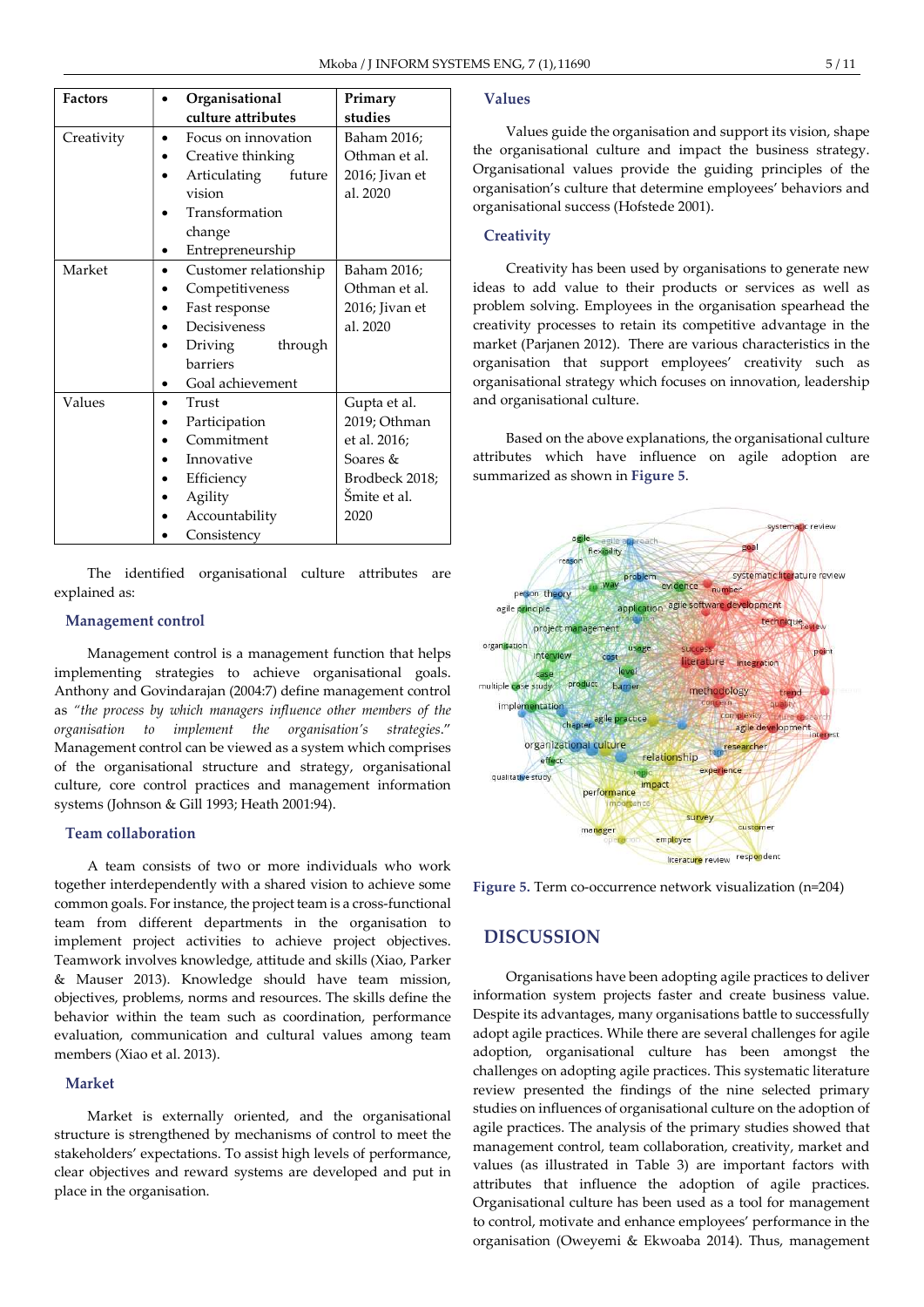| Factors | Organisational culture attributes | Primary studies |
|---|---|---|
| Creativity | • Focus on innovation<br>• Creative thinking<br>• Articulating future vision<br>• Transformation change<br>• Entrepreneurship | Baham 2016; Othman et al. 2016; Jivan et al. 2020 |
| Market | • Customer relationship<br>• Competitiveness<br>• Fast response<br>• Decisiveness<br>• Driving through barriers<br>• Goal achievement | Baham 2016; Othman et al. 2016; Jivan et al. 2020 |
| Values | • Trust<br>• Participation<br>• Commitment<br>• Innovative<br>• Efficiency<br>• Agility<br>• Accountability<br>• Consistency | Gupta et al. 2019; Othman et al. 2016; Soares & Brodbeck 2018; Šmite et al. 2020 |

The identified organisational culture attributes are explained as:

### Management control

Management control is a management function that helps implementing strategies to achieve organisational goals. Anthony and Govindarajan (2004:7) define management control as *"the process by which managers influence other members of the organisation to implement the organisation's strategies."* Management control can be viewed as a system which comprises of the organisational structure and strategy, organisational culture, core control practices and management information systems (Johnson & Gill 1993; Heath 2001:94).

### Team collaboration

A team consists of two or more individuals who work together interdependently with a shared vision to achieve some common goals. For instance, the project team is a cross-functional team from different departments in the organisation to implement project activities to achieve project objectives. Teamwork involves knowledge, attitude and skills (Xiao, Parker & Mauser 2013). Knowledge should have team mission, objectives, problems, norms and resources. The skills define the behavior within the team such as coordination, performance evaluation, communication and cultural values among team members (Xiao et al. 2013).

### Market

Market is externally oriented, and the organisational structure is strengthened by mechanisms of control to meet the stakeholders' expectations. To assist high levels of performance, clear objectives and reward systems are developed and put in place in the organisation.

### Values

Values guide the organisation and support its vision, shape the organisational culture and impact the business strategy. Organisational values provide the guiding principles of the organisation's culture that determine employees' behaviors and organisational success (Hofstede 2001).

### Creativity

Creativity has been used by organisations to generate new ideas to add value to their products or services as well as problem solving. Employees in the organisation spearhead the creativity processes to retain its competitive advantage in the market (Parjanen 2012). There are various characteristics in the organisation that support employees' creativity such as organisational strategy which focuses on innovation, leadership and organisational culture.

Based on the above explanations, the organisational culture attributes which have influence on agile adoption are summarized as shown in **Figure 5**.

**Figure 5.** Term co-occurrence network visualization (n=204)

## DISCUSSION

Organisations have been adopting agile practices to deliver information system projects faster and create business value. Despite its advantages, many organisations battle to successfully adopt agile practices. While there are several challenges for agile adoption, organisational culture has been amongst the challenges on adopting agile practices. This systematic literature review presented the findings of the nine selected primary studies on influences of organisational culture on the adoption of agile practices. The analysis of the primary studies showed that management control, team collaboration, creativity, market and values (as illustrated in Table 3) are important factors with attributes that influence the adoption of agile practices. Organisational culture has been used as a tool for management to control, motivate and enhance employees' performance in the organisation (Oweyemi & Ekwoaba 2014). Thus, management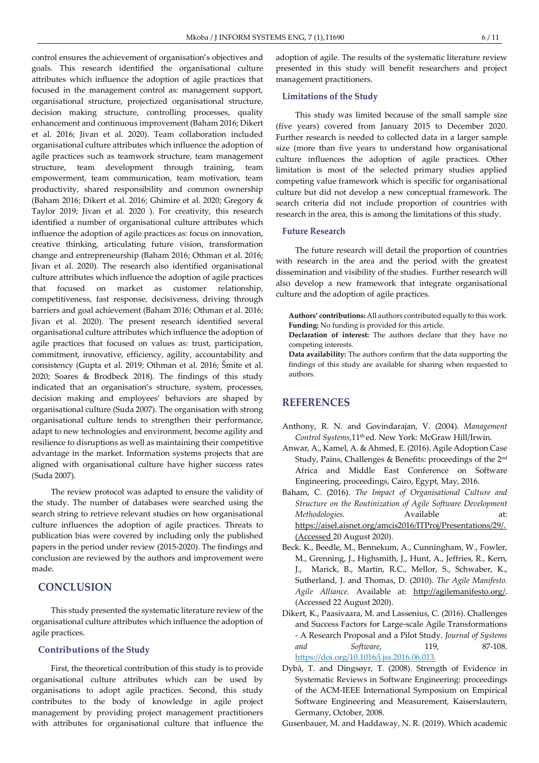control ensures the achievement of organisation's objectives and goals. This research identified the organisational culture attributes which influence the adoption of agile practices that focused in the management control as: management support, organisational structure, projectized organisational structure, decision making structure, controlling processes, quality enhancement and continuous improvement (Baham 2016; Dikert et al. 2016; Jivan et al. 2020). Team collaboration included organisational culture attributes which influence the adoption of agile practices such as teamwork structure, team management structure, team development through training, team empowerment, team communication, team motivation, team productivity, shared responsibility and common ownership (Baham 2016; Dikert et al. 2016; Ghimire et al. 2020; Gregory & Taylor 2019; Jivan et al. 2020 ). For creativity, this research identified a number of organisational culture attributes which influence the adoption of agile practices as: focus on innovation, creative thinking, articulating future vision, transformation change and entrepreneurship (Baham 2016; Othman et al. 2016; Jivan et al. 2020). The research also identified organisational culture attributes which influence the adoption of agile practices that focused on market as customer relationship, competitiveness, fast response, decisiveness, driving through barriers and goal achievement (Baham 2016; Othman et al. 2016; Jivan et al. 2020). The present research identified several organisational culture attributes which influence the adoption of agile practices that focused on values as: trust, participation, commitment, innovative, efficiency, agility, accountability and consistency (Gupta et al. 2019; Othman et al. 2016; Šmite et al. 2020; Soares & Brodbeck 2018). The findings of this study indicated that an organisation's structure, system, processes, decision making and employees' behaviors are shaped by organisational culture (Suda 2007). The organisation with strong organisational culture tends to strengthen their performance, adapt to new technologies and environment, become agility and resilience to disruptions as well as maintaining their competitive advantage in the market. Information systems projects that are aligned with organisational culture have higher success rates (Suda 2007).

The review protocol was adapted to ensure the validity of the study. The number of databases were searched using the search string to retrieve relevant studies on how organisational culture influences the adoption of agile practices. Threats to publication bias were covered by including only the published papers in the period under review (2015-2020). The findings and conclusion are reviewed by the authors and improvement were made.

## CONCLUSION

This study presented the systematic literature review of the organisational culture attributes which influence the adoption of agile practices.

### Contributions of the Study

First, the theoretical contribution of this study is to provide organisational culture attributes which can be used by organisations to adopt agile practices. Second, this study contributes to the body of knowledge in agile project management by providing project management practitioners with attributes for organisational culture that influence the adoption of agile. The results of the systematic literature review presented in this study will benefit researchers and project management practitioners.

### Limitations of the Study

This study was limited because of the small sample size (five years) covered from January 2015 to December 2020. Further research is needed to collected data in a larger sample size (more than five years to understand how organisational culture influences the adoption of agile practices. Other limitation is most of the selected primary studies applied competing value framework which is specific for organisational culture but did not develop a new conceptual framework. The search criteria did not include proportion of countries with research in the area, this is among the limitations of this study.

### Future Research

The future research will detail the proportion of countries with research in the area and the period with the greatest dissemination and visibility of the studies. Further research will also develop a new framework that integrate organisational culture and the adoption of agile practices.

**Authors' contributions:** All authors contributed equally to this work.
**Funding:** No funding is provided for this article.
**Declaration of interest:** The authors declare that they have no competing interests.
**Data availability:** The authors confirm that the data supporting the findings of this study are available for sharing when requested to authors.

## REFERENCES

Anthony, R. N. and Govindarajan, V. (2004). *Management Control Systems,*11th ed. New York: McGraw Hill/Irwin.

Anwar, A., Kamel, A. & Ahmed, E. (2016). Agile Adoption Case Study, Pains, Challenges & Benefits: proceedings of the 2nd Africa and Middle East Conference on Software Engineering, proceedings, Cairo, Egypt, May, 2016.

Baham, C. (2016). *The Impact of Organisational Culture and Structure on the Routinization of Agile Software Development Methodologies.* Available at: https://aisel.aisnet.org/amcis2016/ITProj/Presentations/29/. (Accessed 20 August 2020).

Beck. K., Beedle, M., Bennekum, A., Cunningham, W., Fowler, M., Grenning, J., Highsmith, J., Hunt, A., Jeffries, R., Kern, J., Marick, B., Martin, R.C., Mellor, S., Schwaber, K., Sutherland, J. and Thomas, D. (2010). *The Agile Manifesto. Agile Alliance*. Available at: http://agilemanifesto.org/. (Accessed 22 August 2020).

Dikert, K., Paasivaara, M. and Lassenius, C. (2016). Challenges and Success Factors for Large-scale Agile Transformations - A Research Proposal and a Pilot Study. *Journal of Systems and Software*, 119, 87-108. https://doi.org/10.1016/j.jss.2016.06.013.

Dybå, T. and Dingsøyr, T. (2008). Strength of Evidence in Systematic Reviews in Software Engineering: proceedings of the ACM-IEEE International Symposium on Empirical Software Engineering and Measurement, Kaiserslautern, Germany, October, 2008.

Gusenbauer, M. and Haddaway, N. R. (2019). Which academic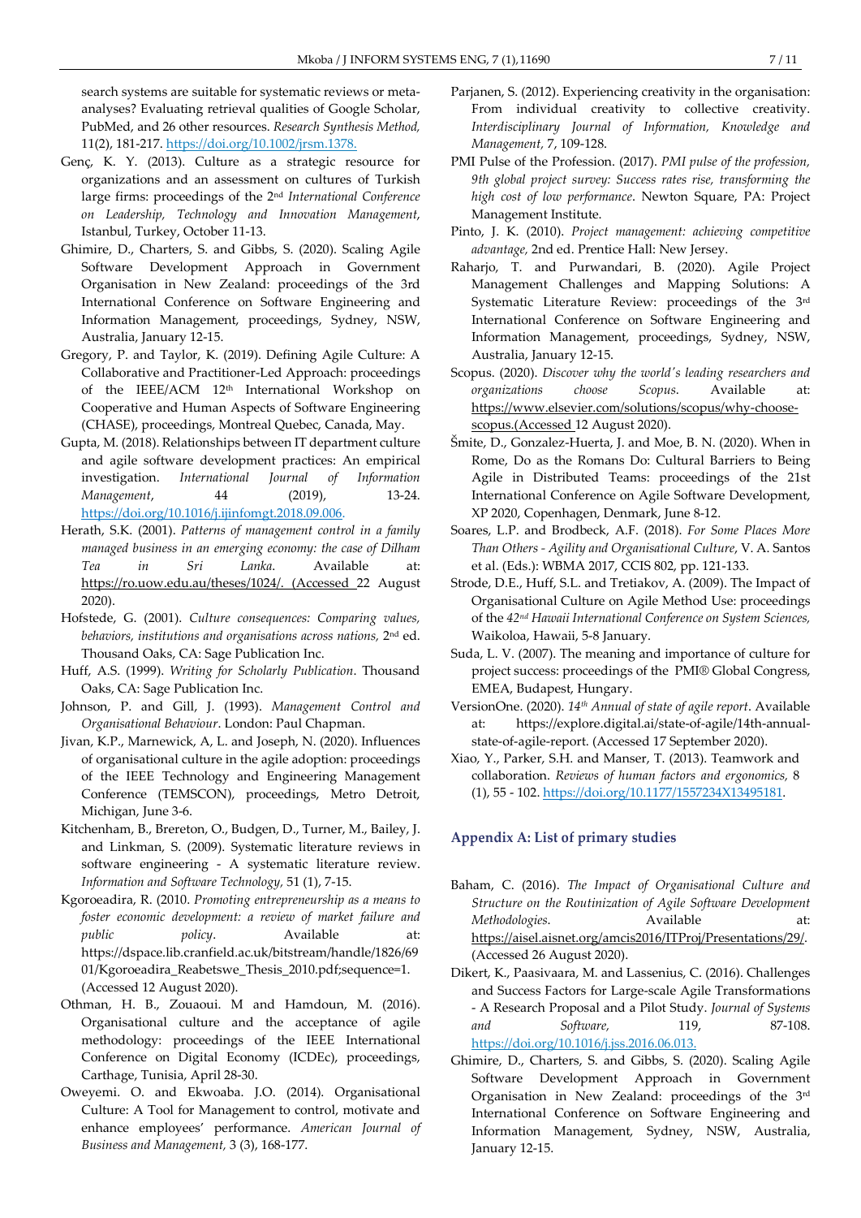search systems are suitable for systematic reviews or meta-analyses? Evaluating retrieval qualities of Google Scholar, PubMed, and 26 other resources. *Research Synthesis Method,* 11(2), 181-217. https://doi.org/10.1002/jrsm.1378.

Genç, K. Y. (2013). Culture as a strategic resource for organizations and an assessment on cultures of Turkish large firms: proceedings of the 2nd *International Conference on Leadership, Technology and Innovation Management*, Istanbul, Turkey, October 11-13.

Ghimire, D., Charters, S. and Gibbs, S. (2020). Scaling Agile Software Development Approach in Government Organisation in New Zealand: proceedings of the 3rd International Conference on Software Engineering and Information Management, proceedings, Sydney, NSW, Australia, January 12-15.

Gregory, P. and Taylor, K. (2019). Defining Agile Culture: A Collaborative and Practitioner-Led Approach: proceedings of the IEEE/ACM 12th International Workshop on Cooperative and Human Aspects of Software Engineering (CHASE), proceedings, Montreal Quebec, Canada, May.

Gupta, M. (2018). Relationships between IT department culture and agile software development practices: An empirical investigation. *International Journal of Information Management*, 44 (2019), 13-24. https://doi.org/10.1016/j.ijinfomgt.2018.09.006.

Herath, S.K. (2001). *Patterns of management control in a family managed business in an emerging economy: the case of Dilham Tea in Sri Lanka*. Available at: https://ro.uow.edu.au/theses/1024/. (Accessed 22 August 2020).

Hofstede, G. (2001). *Culture consequences: Comparing values, behaviors, institutions and organisations across nations,* 2nd ed. Thousand Oaks, CA: Sage Publication Inc.

Huff, A.S. (1999). *Writing for Scholarly Publication*. Thousand Oaks, CA: Sage Publication Inc.

Johnson, P. and Gill, J. (1993). *Management Control and Organisational Behaviour*. London: Paul Chapman.

Jivan, K.P., Marnewick, A, L. and Joseph, N. (2020). Influences of organisational culture in the agile adoption: proceedings of the IEEE Technology and Engineering Management Conference (TEMSCON), proceedings, Metro Detroit, Michigan, June 3-6.

Kitchenham, B., Brereton, O., Budgen, D., Turner, M., Bailey, J. and Linkman, S. (2009). Systematic literature reviews in software engineering - A systematic literature review. *Information and Software Technology,* 51 (1), 7-15.

Kgoroeadira, R. (2010. *Promoting entrepreneurship as a means to foster economic development: a review of market failure and public policy*. Available at: https://dspace.lib.cranfield.ac.uk/bitstream/handle/1826/6901/Kgoroeadira_Reabetswe_Thesis_2010.pdf;sequence=1. (Accessed 12 August 2020).

Othman, H. B., Zouaoui. M and Hamdoun, M. (2016). Organisational culture and the acceptance of agile methodology: proceedings of the IEEE International Conference on Digital Economy (ICDEc), proceedings, Carthage, Tunisia, April 28-30.

Oweyemi. O. and Ekwoaba. J.O. (2014). Organisational Culture: A Tool for Management to control, motivate and enhance employees' performance. *American Journal of Business and Management,* 3 (3), 168-177.

Parjanen, S. (2012). Experiencing creativity in the organisation: From individual creativity to collective creativity. *Interdisciplinary Journal of Information, Knowledge and Management,* 7, 109-128.

PMI Pulse of the Profession. (2017). *PMI pulse of the profession, 9th global project survey: Success rates rise, transforming the high cost of low performance*. Newton Square, PA: Project Management Institute.

Pinto, J. K. (2010). *Project management: achieving competitive advantage,* 2nd ed. Prentice Hall: New Jersey.

Raharjo, T. and Purwandari, B. (2020). Agile Project Management Challenges and Mapping Solutions: A Systematic Literature Review: proceedings of the 3rd International Conference on Software Engineering and Information Management, proceedings, Sydney, NSW, Australia, January 12-15.

Scopus. (2020). *Discover why the world's leading researchers and organizations choose Scopus*. Available at: https://www.elsevier.com/solutions/scopus/why-choose-scopus.(Accessed 12 August 2020).

Šmite, D., Gonzalez-Huerta, J. and Moe, B. N. (2020). When in Rome, Do as the Romans Do: Cultural Barriers to Being Agile in Distributed Teams: proceedings of the 21st International Conference on Agile Software Development, XP 2020, Copenhagen, Denmark, June 8-12.

Soares, L.P. and Brodbeck, A.F. (2018). *For Some Places More Than Others - Agility and Organisational Culture*, V. A. Santos et al. (Eds.): WBMA 2017, CCIS 802, pp. 121-133.

Strode, D.E., Huff, S.L. and Tretiakov, A. (2009). The Impact of Organisational Culture on Agile Method Use: proceedings of the *42nd Hawaii International Conference on System Sciences,* Waikoloa, Hawaii, 5-8 January.

Suda, L. V. (2007). The meaning and importance of culture for project success: proceedings of the PMI® Global Congress, EMEA, Budapest, Hungary.

VersionOne. (2020). *14th Annual of state of agile report*. Available at: https://explore.digital.ai/state-of-agile/14th-annual-state-of-agile-report. (Accessed 17 September 2020).

Xiao, Y., Parker, S.H. and Manser, T. (2013). Teamwork and collaboration. *Reviews of human factors and ergonomics,* 8 (1), 55 - 102. https://doi.org/10.1177/1557234X13495181.

## Appendix A: List of primary studies

Baham, C. (2016). *The Impact of Organisational Culture and Structure on the Routinization of Agile Software Development Methodologies*. Available at: https://aisel.aisnet.org/amcis2016/ITProj/Presentations/29/. (Accessed 26 August 2020).

Dikert, K., Paasivaara, M. and Lassenius, C. (2016). Challenges and Success Factors for Large-scale Agile Transformations - A Research Proposal and a Pilot Study. *Journal of Systems and Software,* 119, 87-108. https://doi.org/10.1016/j.jss.2016.06.013.

Ghimire, D., Charters, S. and Gibbs, S. (2020). Scaling Agile Software Development Approach in Government Organisation in New Zealand: proceedings of the 3rd International Conference on Software Engineering and Information Management, Sydney, NSW, Australia, January 12-15.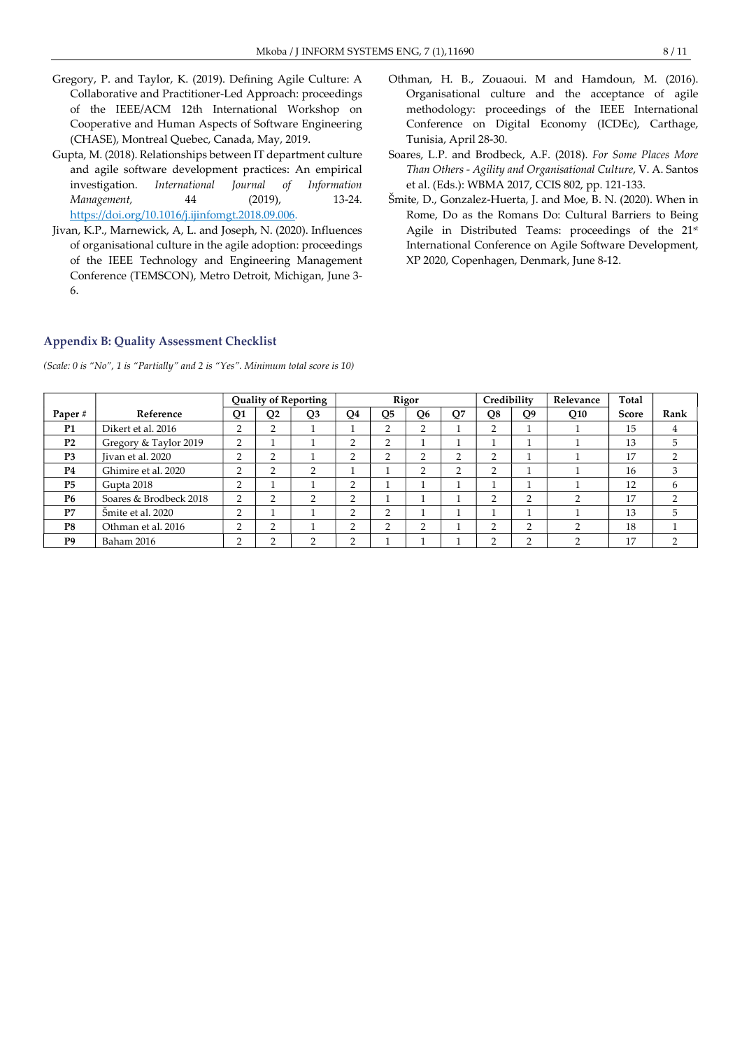Gregory, P. and Taylor, K. (2019). Defining Agile Culture: A Collaborative and Practitioner-Led Approach: proceedings of the IEEE/ACM 12th International Workshop on Cooperative and Human Aspects of Software Engineering (CHASE), Montreal Quebec, Canada, May, 2019.

Gupta, M. (2018). Relationships between IT department culture and agile software development practices: An empirical investigation. *International Journal of Information Management,* 44 (2019), 13-24. https://doi.org/10.1016/j.ijinfomgt.2018.09.006.

Jivan, K.P., Marnewick, A, L. and Joseph, N. (2020). Influences of organisational culture in the agile adoption: proceedings of the IEEE Technology and Engineering Management Conference (TEMSCON), Metro Detroit, Michigan, June 3-6.

Othman, H. B., Zouaoui. M and Hamdoun, M. (2016). Organisational culture and the acceptance of agile methodology: proceedings of the IEEE International Conference on Digital Economy (ICDEc), Carthage, Tunisia, April 28-30.

Soares, L.P. and Brodbeck, A.F. (2018). *For Some Places More Than Others - Agility and Organisational Culture*, V. A. Santos et al. (Eds.): WBMA 2017, CCIS 802, pp. 121-133.

Šmite, D., Gonzalez-Huerta, J. and Moe, B. N. (2020). When in Rome, Do as the Romans Do: Cultural Barriers to Being Agile in Distributed Teams: proceedings of the 21st International Conference on Agile Software Development, XP 2020, Copenhagen, Denmark, June 8-12.

## Appendix B: Quality Assessment Checklist

*(Scale: 0 is "No", 1 is "Partially" and 2 is "Yes". Minimum total score is 10)*

| | | Quality of Reporting | | | Rigor | | | | Credibility | | Relevance | Total | |
|---|---|---|---|---|---|---|---|---|---|---|---|---|---|
| **Paper #** | **Reference** | **Q1** | **Q2** | **Q3** | **Q4** | **Q5** | **Q6** | **Q7** | **Q8** | **Q9** | **Q10** | **Score** | **Rank** |
| **P1** | Dikert et al. 2016 | 2 | 2 | 1 | 1 | 2 | 2 | 1 | 2 | 1 | 1 | 15 | 4 |
| **P2** | Gregory & Taylor 2019 | 2 | 1 | 1 | 2 | 2 | 1 | 1 | 1 | 1 | 1 | 13 | 5 |
| **P3** | Jivan et al. 2020 | 2 | 2 | 1 | 2 | 2 | 2 | 2 | 2 | 1 | 1 | 17 | 2 |
| **P4** | Ghimire et al. 2020 | 2 | 2 | 2 | 1 | 1 | 2 | 2 | 2 | 1 | 1 | 16 | 3 |
| **P5** | Gupta 2018 | 2 | 1 | 1 | 2 | 1 | 1 | 1 | 1 | 1 | 1 | 12 | 6 |
| **P6** | Soares & Brodbeck 2018 | 2 | 2 | 2 | 2 | 1 | 1 | 1 | 2 | 2 | 2 | 17 | 2 |
| **P7** | Šmite et al. 2020 | 2 | 1 | 1 | 2 | 2 | 1 | 1 | 1 | 1 | 1 | 13 | 5 |
| **P8** | Othman et al. 2016 | 2 | 2 | 1 | 2 | 2 | 2 | 1 | 2 | 2 | 2 | 18 | 1 |
| **P9** | Baham 2016 | 2 | 2 | 2 | 2 | 1 | 1 | 1 | 2 | 2 | 2 | 17 | 2 |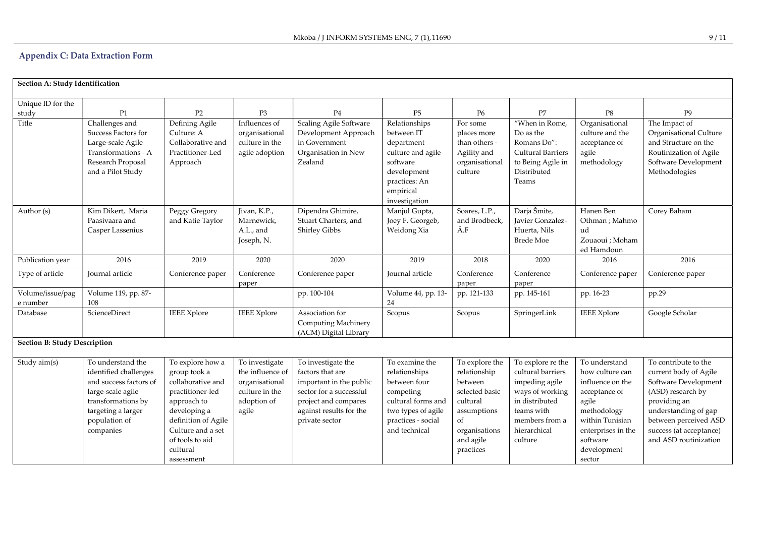## Appendix C: Data Extraction Form

| **Section A: Study Identification** | | | | | | | | | |
|---|---|---|---|---|---|---|---|---|---|
| Unique ID for the study | P1 | P2 | P3 | P4 | P5 | P6 | P7 | P8 | P9 |
| Title | Challenges and Success Factors for Large-scale Agile Transformations - A Research Proposal and a Pilot Study | Defining Agile Culture: A Collaborative and Practitioner-Led Approach | Influences of organisational culture in the agile adoption | Scaling Agile Software Development Approach in Government Organisation in New Zealand | Relationships between IT department culture and agile software development practices: An empirical investigation | For some places more than others - Agility and organisational culture | "When in Rome, Do as the Romans Do": Cultural Barriers to Being Agile in Distributed Teams | Organisational culture and the acceptance of agile methodology | The Impact of Organisational Culture and Structure on the Routinization of Agile Software Development Methodologies |
| Author (s) | Kim Dikert, Maria Paasivaara and Casper Lassenius | Peggy Gregory and Katie Taylor | Jivan, K.P., Marnewick, A.L., and Joseph, N. | Dipendra Ghimire, Stuart Charters, and Shirley Gibbs | Manjul Gupta, Joey F. Georgeb, Weidong Xia | Soares, L.P., and Brodbeck, Â.F | Darja Šmite, Javier Gonzalez-Huerta, Nils Brede Moe | Hanen Ben Othman ; Mahmoud Zouaoui ; Mohamed Hamdoun | Corey Baham |
| Publication year | 2016 | 2019 | 2020 | 2020 | 2019 | 2018 | 2020 | 2016 | 2016 |
| Type of article | Journal article | Conference paper | Conference paper | Conference paper | Journal article | Conference paper | Conference paper | Conference paper | Conference paper |
| Volume/issue/page number | Volume 119, pp. 87-108 | | | pp. 100-104 | Volume 44, pp. 13-24 | pp. 121-133 | pp. 145-161 | pp. 16-23 | pp.29 |
| Database | ScienceDirect | IEEE Xplore | IEEE Xplore | Association for Computing Machinery (ACM) Digital Library | Scopus | Scopus | SpringerLink | IEEE Xplore | Google Scholar |
| **Section B: Study Description** | | | | | | | | | |
| Study aim(s) | To understand the identified challenges and success factors of large-scale agile transformations by targeting a larger population of companies | To explore how a group took a collaborative and practitioner-led approach to developing a definition of Agile Culture and a set of tools to aid cultural assessment | To investigate the influence of organisational culture in the adoption of agile | To investigate the factors that are important in the public sector for a successful project and compares against results for the private sector | To examine the relationships between four competing cultural forms and two types of agile practices - social and technical | To explore the relationship between selected basic cultural assumptions of organisations and agile practices | To explore re the cultural barriers impeding agile ways of working in distributed teams with members from a hierarchical culture | To understand how culture can influence on the acceptance of agile methodology within Tunisian enterprises in the software development sector | To contribute to the current body of Agile Software Development (ASD) research by providing an understanding of gap between perceived ASD success (at acceptance) and ASD routinization |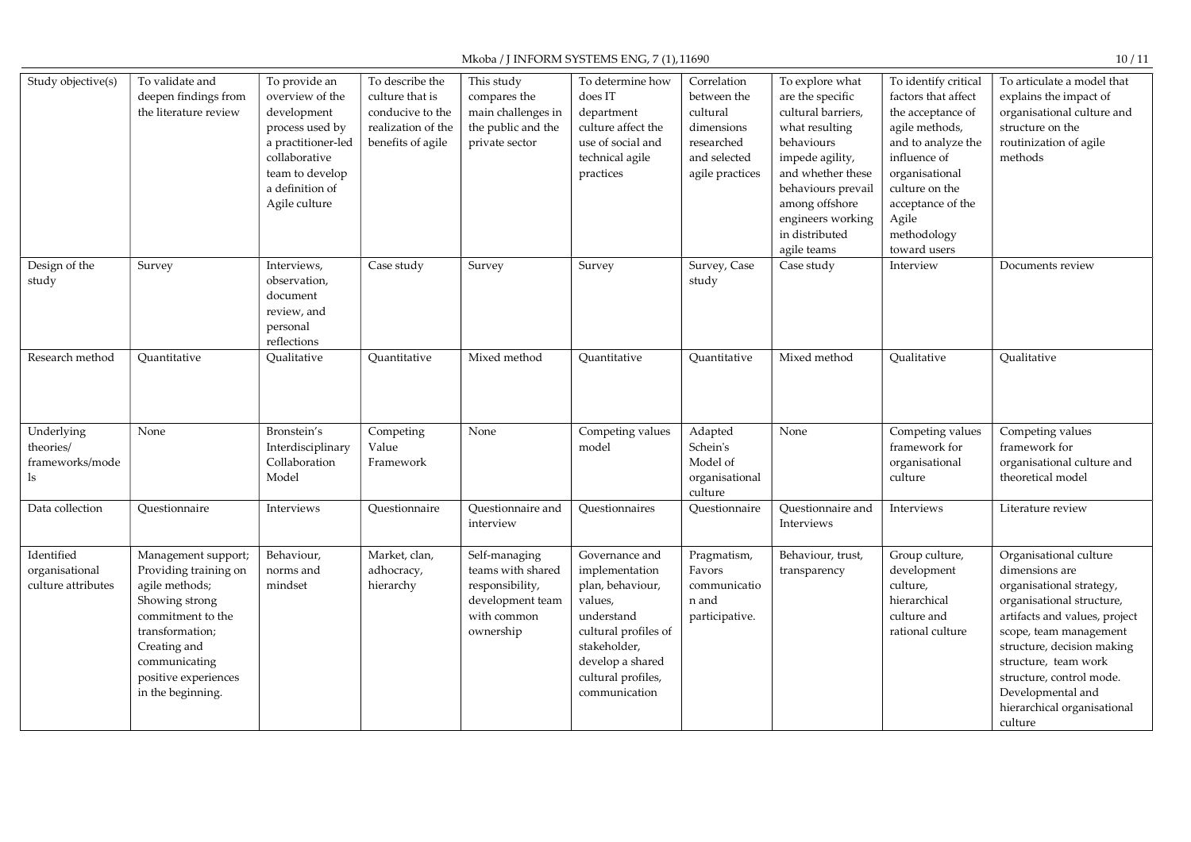| Study objective(s) | To validate and deepen findings from the literature review | To provide an overview of the development process used by a practitioner-led collaborative team to develop a definition of Agile culture | To describe the culture that is conducive to the realization of the benefits of agile | This study compares the main challenges in the public and the private sector | To determine how does IT department culture affect the use of social and technical agile practices | Correlation between the cultural dimensions researched and selected agile practices | To explore what are the specific cultural barriers, what resulting behaviours impede agility, and whether these behaviours prevail among offshore engineers working in distributed agile teams | To identify critical factors that affect the acceptance of agile methods, and to analyze the influence of organisational culture on the acceptance of the Agile methodology toward users | To articulate a model that explains the impact of organisational culture and structure on the routinization of agile methods |
|---|---|---|---|---|---|---|---|---|---|
| Design of the study | Survey | Interviews, observation, document review, and personal reflections | Case study | Survey | Survey | Survey, Case study | Case study | Interview | Documents review |
| Research method | Quantitative | Qualitative | Quantitative | Mixed method | Quantitative | Quantitative | Mixed method | Qualitative | Qualitative |
| Underlying theories/ frameworks/models | None | Bronstein's Interdisciplinary Collaboration Model | Competing Value Framework | None | Competing values model | Adapted Schein's Model of organisational culture | None | Competing values framework for organisational culture | Competing values framework for organisational culture and theoretical model |
| Data collection | Questionnaire | Interviews | Questionnaire | Questionnaire and interview | Questionnaires | Questionnaire | Questionnaire and Interviews | Interviews | Literature review |
| Identified organisational culture attributes | Management support; Providing training on agile methods; Showing strong commitment to the transformation; Creating and communicating positive experiences in the beginning. | Behaviour, norms and mindset | Market, clan, adhocracy, hierarchy | Self-managing teams with shared responsibility, development team with common ownership | Governance and implementation plan, behaviour, values, understand cultural profiles of stakeholder, develop a shared cultural profiles, communication | Pragmatism, Favors communication and participative. | Behaviour, trust, transparency | Group culture, development culture, hierarchical culture and rational culture | Organisational culture dimensions are organisational strategy, organisational structure, artifacts and values, project scope, team management structure, decision making structure, team work structure, control mode. Developmental and hierarchical organisational culture |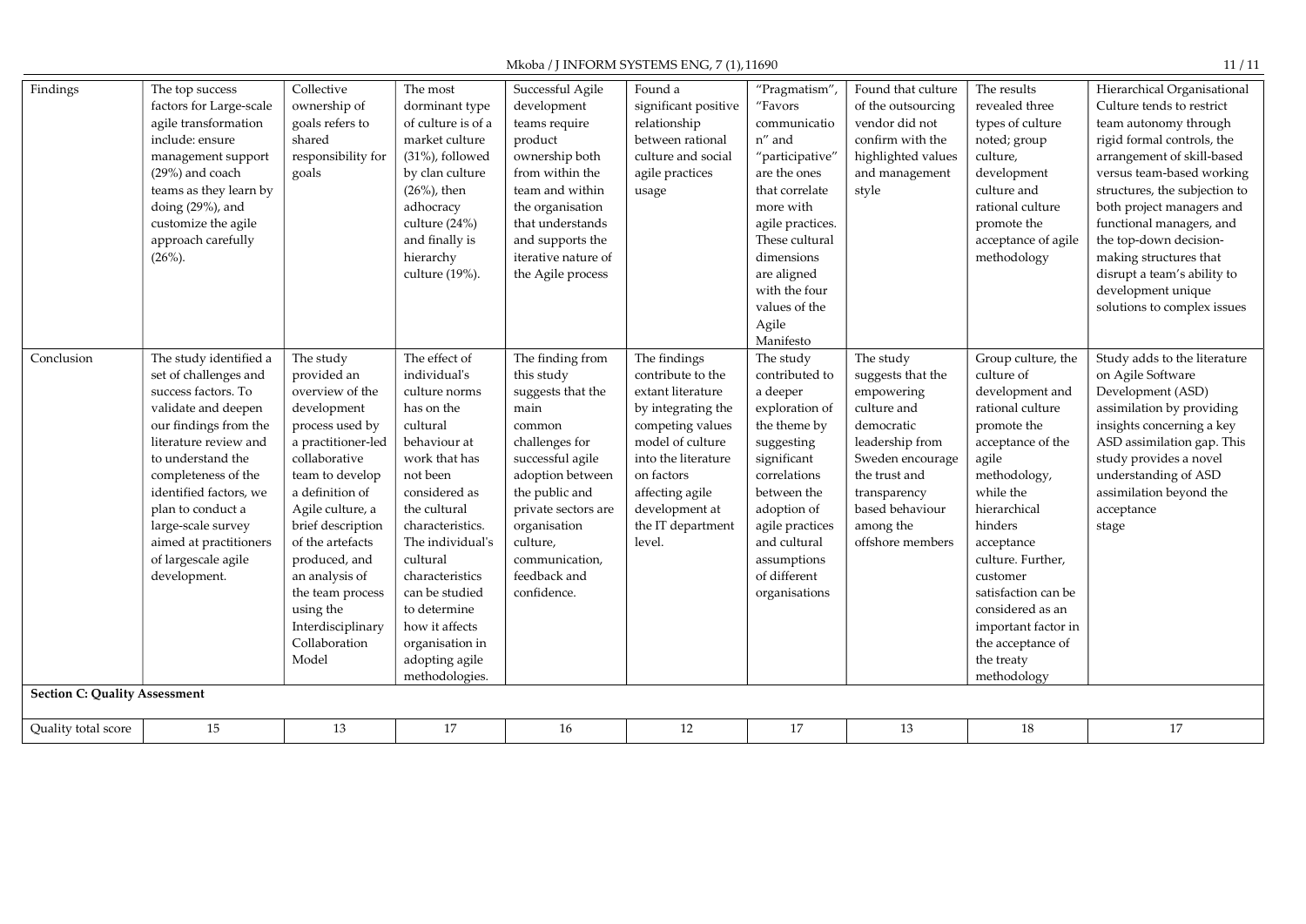| | | | | | | | | | |
|---|---|---|---|---|---|---|---|---|---|
| Findings | The top success factors for Large-scale agile transformation include: ensure management support (29%) and coach teams as they learn by doing (29%), and customize the agile approach carefully (26%). | Collective ownership of goals refers to shared responsibility for goals | The most dominant type of culture is of a market culture (31%), followed by clan culture (26%), then adhocracy culture (24%) and finally is hierarchy culture (19%). | Successful Agile development teams require product ownership both from within the team and within the organisation that understands and supports the iterative nature of the Agile process | Found a significant positive relationship between rational culture and social agile practices usage | "Pragmatism", "Favors communication" and "participative" are the ones that correlate more with agile practices. These cultural dimensions are aligned with the four values of the Agile Manifesto | Found that culture of the outsourcing vendor did not confirm with the highlighted values and management style | The results revealed three types of culture noted; group culture, development culture and rational culture promote the acceptance of agile methodology | Hierarchical Organisational Culture tends to restrict team autonomy through rigid formal controls, the arrangement of skill-based versus team-based working structures, the subjection to both project managers and functional managers, and the top-down decision-making structures that disrupt a team's ability to development unique solutions to complex issues |
| Conclusion | The study identified a set of challenges and success factors. To validate and deepen our findings from the literature review and to understand the completeness of the identified factors, we plan to conduct a large-scale survey aimed at practitioners of largescale agile development. | The study provided an overview of the development process used by a practitioner-led collaborative team to develop a definition of Agile culture, a brief description of the artefacts produced, and an analysis of the team process using the Interdisciplinary Collaboration Model | The effect of individual's culture norms has on the cultural behaviour at work that has not been considered as the cultural characteristics. The individual's cultural characteristics can be studied to determine how it affects organisation in adopting agile methodologies. | The finding from this study suggests that the main common challenges for successful agile adoption between the public and private sectors are organisation culture, communication, feedback and confidence. | The findings contribute to the extant literature by integrating the competing values model of culture into the literature on factors affecting agile development at the IT department level. | The study contributed to a deeper exploration of the theme by suggesting significant correlations between the adoption of agile practices and cultural assumptions of different organisations | The study suggests that the empowering culture and democratic leadership from Sweden encourage the trust and transparency based behaviour among the offshore members | Group culture, the culture of development and rational culture promote the acceptance of the agile methodology, while the hierarchical hinders acceptance culture. Further, customer satisfaction can be considered as an important factor in the acceptance of the treaty methodology | Study adds to the literature on Agile Software Development (ASD) assimilation by providing insights concerning a key ASD assimilation gap. This study provides a novel understanding of ASD assimilation beyond the acceptance stage |
| **Section C: Quality Assessment** | | | | | | | | | |
| Quality total score | 15 | 13 | 17 | 16 | 12 | 17 | 13 | 18 | 17 |